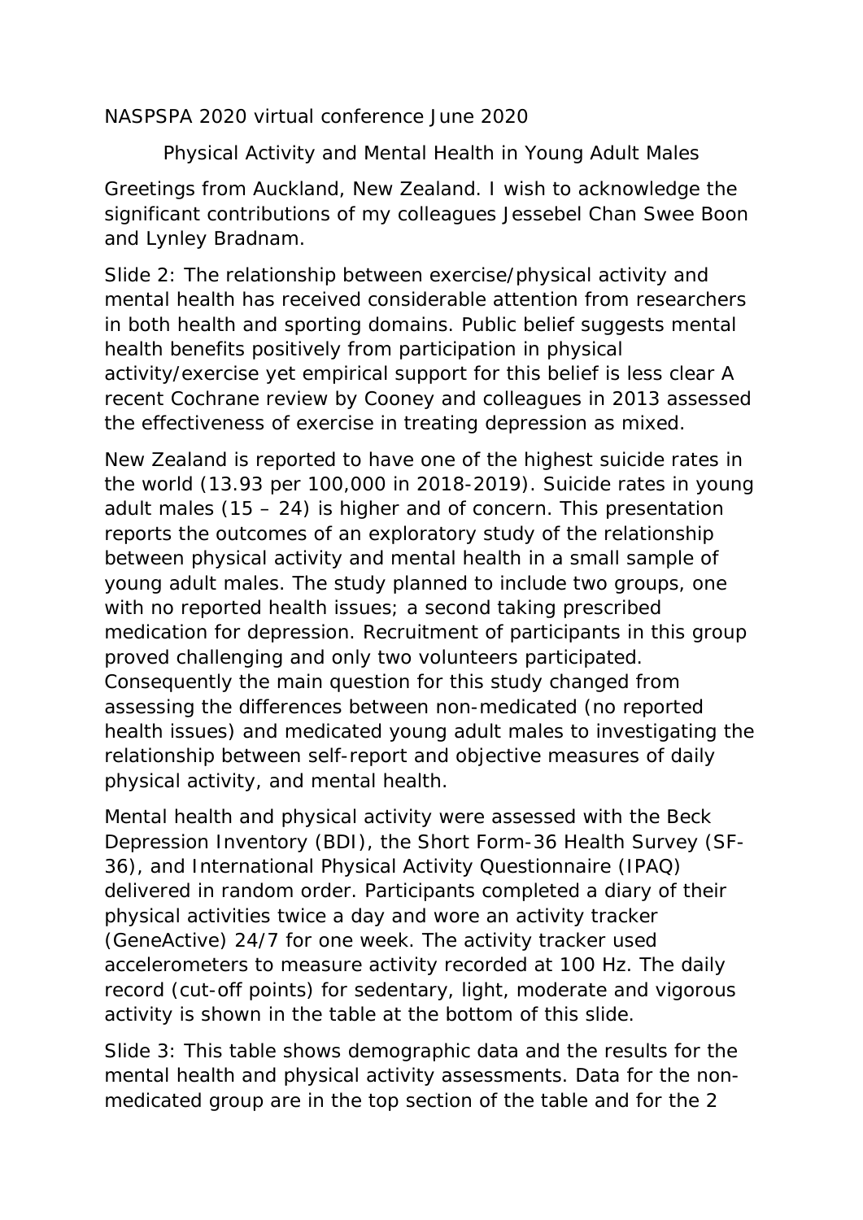NASPSPA 2020 virtual conference June 2020

## Physical Activity and Mental Health in Young Adult Males

Greetings from Auckland, New Zealand. I wish to acknowledge the significant contributions of my colleagues Jessebel Chan Swee Boon and Lynley Bradnam.

Slide 2: The relationship between exercise/physical activity and mental health has received considerable attention from researchers in both health and sporting domains. Public belief suggests mental health benefits positively from participation in physical activity/exercise yet empirical support for this belief is less clear A recent Cochrane review by Cooney and colleagues in 2013 assessed the effectiveness of exercise in treating depression as mixed.

New Zealand is reported to have one of the highest suicide rates in the world (13.93 per 100,000 in 2018-2019). Suicide rates in young adult males (15 – 24) is higher and of concern. This presentation reports the outcomes of an exploratory study of the relationship between physical activity and mental health in a small sample of young adult males. The study planned to include two groups, one with no reported health issues; a second taking prescribed medication for depression. Recruitment of participants in this group proved challenging and only two volunteers participated. Consequently the main question for this study changed from assessing the differences between non-medicated (no reported health issues) and medicated young adult males to investigating the relationship between self-report and objective measures of daily physical activity, and mental health.

Mental health and physical activity were assessed with the Beck Depression Inventory (BDI), the Short Form-36 Health Survey (SF-36), and International Physical Activity Questionnaire (IPAQ) delivered in random order. Participants completed a diary of their physical activities twice a day and wore an activity tracker (GeneActive) 24/7 for one week. The activity tracker used accelerometers to measure activity recorded at 100 Hz. The daily record (cut-off points) for sedentary, light, moderate and vigorous activity is shown in the table at the bottom of this slide.

Slide 3: This table shows demographic data and the results for the mental health and physical activity assessments. Data for the non-medicated group are in the top section of the table and for the 2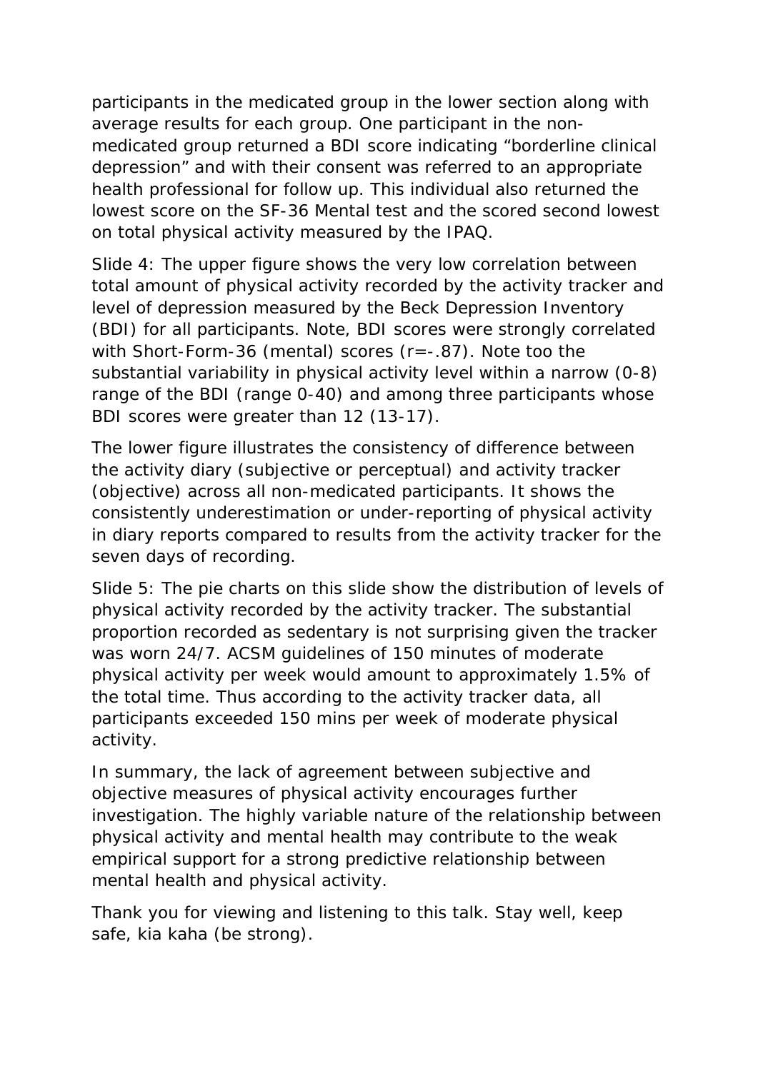participants in the medicated group in the lower section along with average results for each group. One participant in the non-medicated group returned a BDI score indicating “borderline clinical depression” and with their consent was referred to an appropriate health professional for follow up. This individual also returned the lowest score on the SF-36 Mental test and the scored second lowest on total physical activity measured by the IPAQ.

Slide 4: The upper figure shows the very low correlation between total amount of physical activity recorded by the activity tracker and level of depression measured by the Beck Depression Inventory (BDI) for all participants. Note, BDI scores were strongly correlated with Short-Form-36 (mental) scores ($r=-.87$). Note too the substantial variability in physical activity level within a narrow (0-8) range of the BDI (range 0-40) and among three participants whose BDI scores were greater than 12 (13-17).

The lower figure illustrates the consistency of difference between the activity diary (subjective or perceptual) and activity tracker (objective) across all non-medicated participants. It shows the consistently underestimation or under-reporting of physical activity in diary reports compared to results from the activity tracker for the seven days of recording.

Slide 5: The pie charts on this slide show the distribution of levels of physical activity recorded by the activity tracker. The substantial proportion recorded as sedentary is not surprising given the tracker was worn 24/7. ACSM guidelines of 150 minutes of moderate physical activity per week would amount to approximately 1.5% of the total time. Thus according to the activity tracker data, all participants exceeded 150 mins per week of moderate physical activity.

In summary, the lack of agreement between subjective and objective measures of physical activity encourages further investigation. The highly variable nature of the relationship between physical activity and mental health may contribute to the weak empirical support for a strong predictive relationship between mental health and physical activity.

Thank you for viewing and listening to this talk. Stay well, keep safe, kia kaha (be strong).